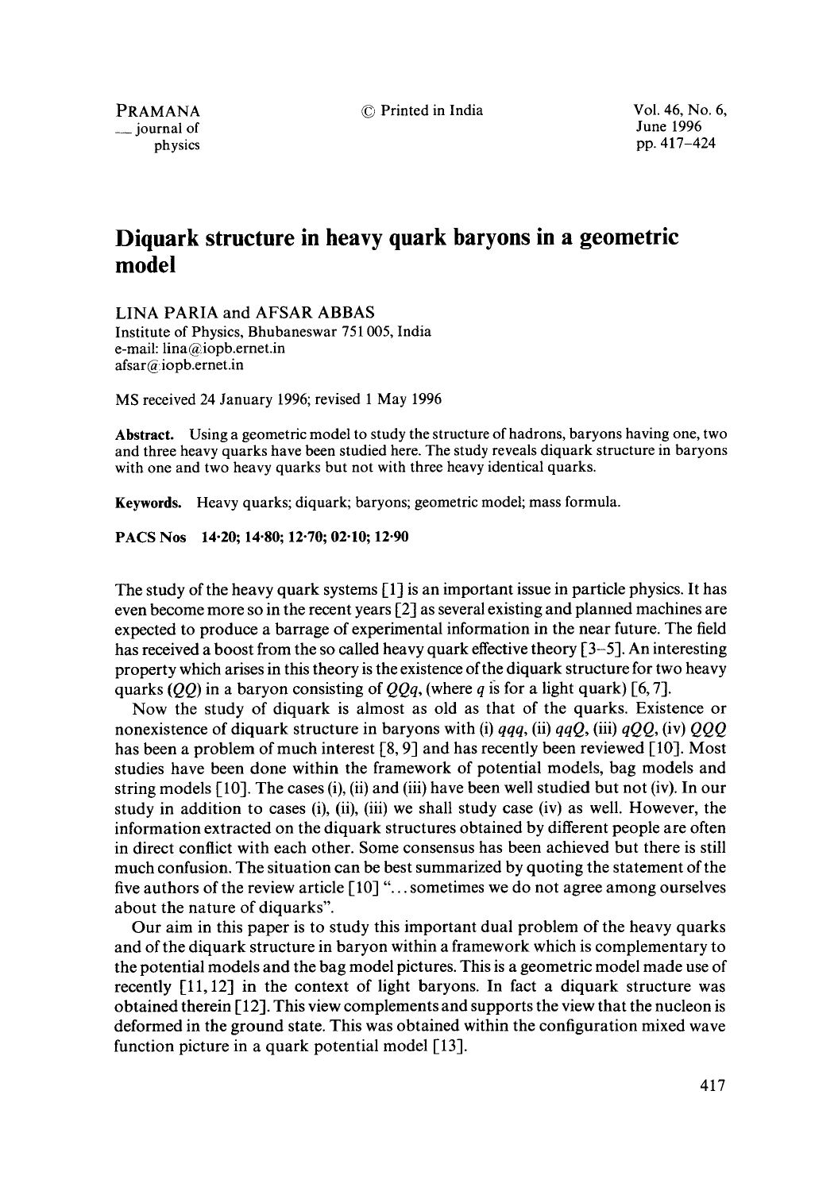# Diquark structure in heavy quark baryons in a geometric model

LINA PARIA and AFSAR ABBAS

Institute of Physics, Bhubaneswar 751 005, India
e-mail: lina@iopb.ernet.in
afsar@iopb.ernet.in

MS received 24 January 1996; revised 1 May 1996

**Abstract.** Using a geometric model to study the structure of hadrons, baryons having one, two and three heavy quarks have been studied here. The study reveals diquark structure in baryons with one and two heavy quarks but not with three heavy identical quarks.

**Keywords.** Heavy quarks; diquark; baryons; geometric model; mass formula.

**PACS Nos** 14·20; 14·80; 12·70; 02·10; 12·90

The study of the heavy quark systems [1] is an important issue in particle physics. It has even become more so in the recent years [2] as several existing and planned machines are expected to produce a barrage of experimental information in the near future. The field has received a boost from the so called heavy quark effective theory [3–5]. An interesting property which arises in this theory is the existence of the diquark structure for two heavy quarks ($QQ$) in a baryon consisting of $QQq$, (where $q$ is for a light quark) [6, 7].

Now the study of diquark is almost as old as that of the quarks. Existence or nonexistence of diquark structure in baryons with (i) $qqq$, (ii) $qqQ$, (iii) $qQQ$, (iv) $QQQ$ has been a problem of much interest [8, 9] and has recently been reviewed [10]. Most studies have been done within the framework of potential models, bag models and string models [10]. The cases (i), (ii) and (iii) have been well studied but not (iv). In our study in addition to cases (i), (ii), (iii) we shall study case (iv) as well. However, the information extracted on the diquark structures obtained by different people are often in direct conflict with each other. Some consensus has been achieved but there is still much confusion. The situation can be best summarized by quoting the statement of the five authors of the review article [10] "... sometimes we do not agree among ourselves about the nature of diquarks".

Our aim in this paper is to study this important dual problem of the heavy quarks and of the diquark structure in baryon within a framework which is complementary to the potential models and the bag model pictures. This is a geometric model made use of recently [11, 12] in the context of light baryons. In fact a diquark structure was obtained therein [12]. This view complements and supports the view that the nucleon is deformed in the ground state. This was obtained within the configuration mixed wave function picture in a quark potential model [13].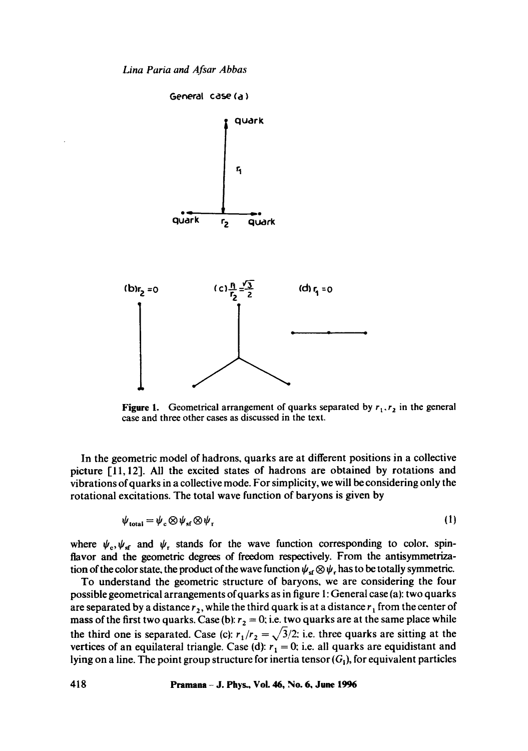Figure 1. Geometrical arrangement of quarks separated by $r_1, r_2$ in the general case and three other cases as discussed in the text.

In the geometric model of hadrons, quarks are at different positions in a collective picture [11, 12]. All the excited states of hadrons are obtained by rotations and vibrations of quarks in a collective mode. For simplicity, we will be considering only the rotational excitations. The total wave function of baryons is given by

$$\psi_{\text{total}} = \psi_c \otimes \psi_{sf} \otimes \psi_r \tag{1}$$

where $\psi_c, \psi_{sf}$ and $\psi_r$ stands for the wave function corresponding to color, spin-flavor and the geometric degrees of freedom respectively. From the antisymmetrization of the color state, the product of the wave function $\psi_{sf} \otimes \psi_r$ has to be totally symmetric.

To understand the geometric structure of baryons, we are considering the four possible geometrical arrangements of quarks as in figure 1: General case (a): two quarks are separated by a distance $r_2$, while the third quark is at a distance $r_1$ from the center of mass of the first two quarks. Case (b): $r_2 = 0$; i.e. two quarks are at the same place while the third one is separated. Case (c): $r_1/r_2 = \sqrt{3}/2$; i.e. three quarks are sitting at the vertices of an equilateral triangle. Case (d): $r_1 = 0$; i.e. all quarks are equidistant and lying on a line. The point group structure for inertia tensor ($G_I$), for equivalent particles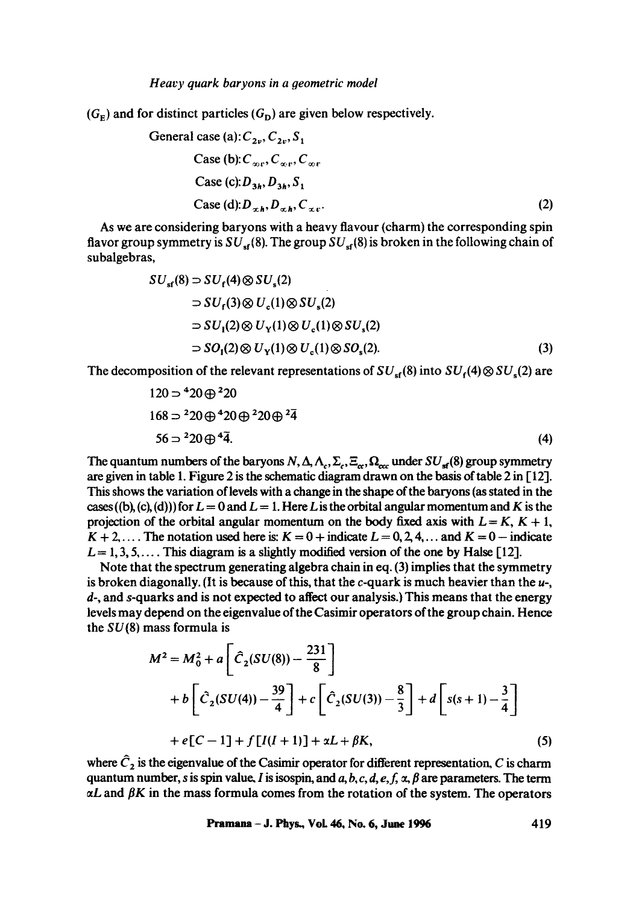$(G_E)$ and for distinct particles $(G_D)$ are given below respectively.

$$
\begin{aligned}
&\text{General case (a)}: C_{2v}, C_{2v}, S_1\\
&\text{Case (b)}: C_{\infty v}, C_{\infty v}, C_{\infty v}\\
&\text{Case (c)}: D_{3h}, D_{3h}, S_1\\
&\text{Case (d)}: D_{\infty h}, D_{\infty h}, C_{\infty v}.
\end{aligned}
\tag{2}
$$

As we are considering baryons with a heavy flavour (charm) the corresponding spin flavor group symmetry is $SU_{sf}(8)$. The group $SU_{sf}(8)$ is broken in the following chain of subalgebras,

$$
\begin{aligned}
SU_{sf}(8) &\supset SU_f(4) \otimes SU_s(2)\\
&\supset SU_f(3) \otimes U_c(1) \otimes SU_s(2)\\
&\supset SU_I(2) \otimes U_Y(1) \otimes U_c(1) \otimes SU_s(2)\\
&\supset SO_I(2) \otimes U_Y(1) \otimes U_c(1) \otimes SO_s(2).
\end{aligned}
\tag{3}
$$

The decomposition of the relevant representations of $SU_{sf}(8)$ into $SU_f(4) \otimes SU_s(2)$ are

$$
\begin{aligned}
120 &\supset {}^{4}20 \oplus {}^{2}20\\
168 &\supset {}^{2}20 \oplus {}^{4}20 \oplus {}^{2}20 \oplus {}^{2}\bar{4}\\
56 &\supset {}^{2}20 \oplus {}^{4}\bar{4}.
\end{aligned}
\tag{4}
$$

The quantum numbers of the baryons $N, \Delta, \Lambda_c, \Sigma_c, \Xi_{cc}, \Omega_{ccc}$ under $SU_{sf}(8)$ group symmetry are given in table 1. Figure 2 is the schematic diagram drawn on the basis of table 2 in [12]. This shows the variation of levels with a change in the shape of the baryons (as stated in the cases ((b), (c), (d))) for $L = 0$ and $L = 1$. Here $L$ is the orbital angular momentum and $K$ is the projection of the orbital angular momentum on the body fixed axis with $L = K, K+1, K+2, \ldots$. The notation used here is: $K = 0+$ indicate $L = 0, 2, 4, \ldots$ and $K = 0-$ indicate $L = 1, 3, 5, \ldots$. This diagram is a slightly modified version of the one by Halse [12].

Note that the spectrum generating algebra chain in eq. (3) implies that the symmetry is broken diagonally. (It is because of this, that the $c$-quark is much heavier than the $u$-, $d$-, and $s$-quarks and is not expected to affect our analysis.) This means that the energy levels may depend on the eigenvalue of the Casimir operators of the group chain. Hence the $SU(8)$ mass formula is

$$
\begin{aligned}
M^2 = M_0^2 &+ a\left[\hat{C}_2(SU(8)) - \frac{231}{8}\right]\\
&+ b\left[\hat{C}_2(SU(4)) - \frac{39}{4}\right] + c\left[\hat{C}_2(SU(3)) - \frac{8}{3}\right] + d\left[s(s+1) - \frac{3}{4}\right]\\
&+ e[C - 1] + f[I(I+1)] + \alpha L + \beta K,
\end{aligned}
\tag{5}
$$

where $\hat{C}_2$ is the eigenvalue of the Casimir operator for different representation, $C$ is charm quantum number, $s$ is spin value, $I$ is isospin, and $a, b, c, d, e, f, \alpha, \beta$ are parameters. The term $\alpha L$ and $\beta K$ in the mass formula comes from the rotation of the system. The operators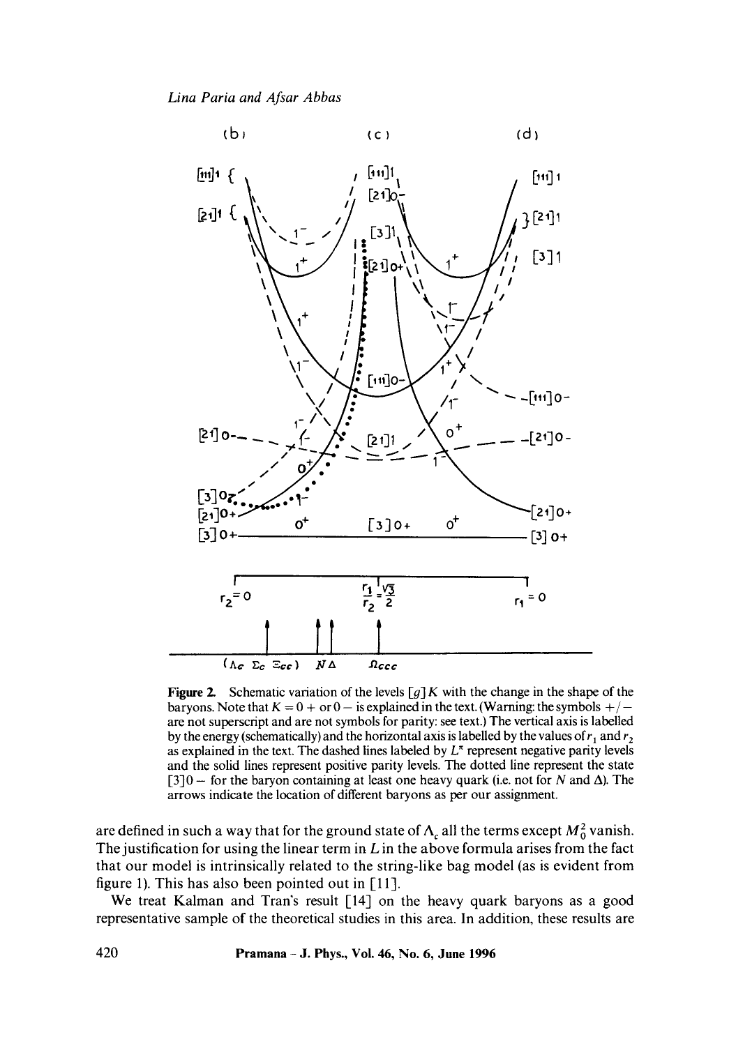**Figure 2.** Schematic variation of the levels $[g]K$ with the change in the shape of the baryons. Note that $K = 0+$ or $0-$ is explained in the text. (Warning: the symbols $+/-$ are not superscript and are not symbols for parity: see text.) The vertical axis is labelled by the energy (schematically) and the horizontal axis is labelled by the values of $r_1$ and $r_2$ as explained in the text. The dashed lines labeled by $L^\pi$ represent negative parity levels and the solid lines represent positive parity levels. The dotted line represent the state $[3]0-$ for the baryon containing at least one heavy quark (i.e. not for $N$ and $\Delta$). The arrows indicate the location of different baryons as per our assignment.

are defined in such a way that for the ground state of $\Lambda_c$ all the terms except $M_0^2$ vanish. The justification for using the linear term in $L$ in the above formula arises from the fact that our model is intrinsically related to the string-like bag model (as is evident from figure 1). This has also been pointed out in [11].

We treat Kalman and Tran's result [14] on the heavy quark baryons as a good representative sample of the theoretical studies in this area. In addition, these results are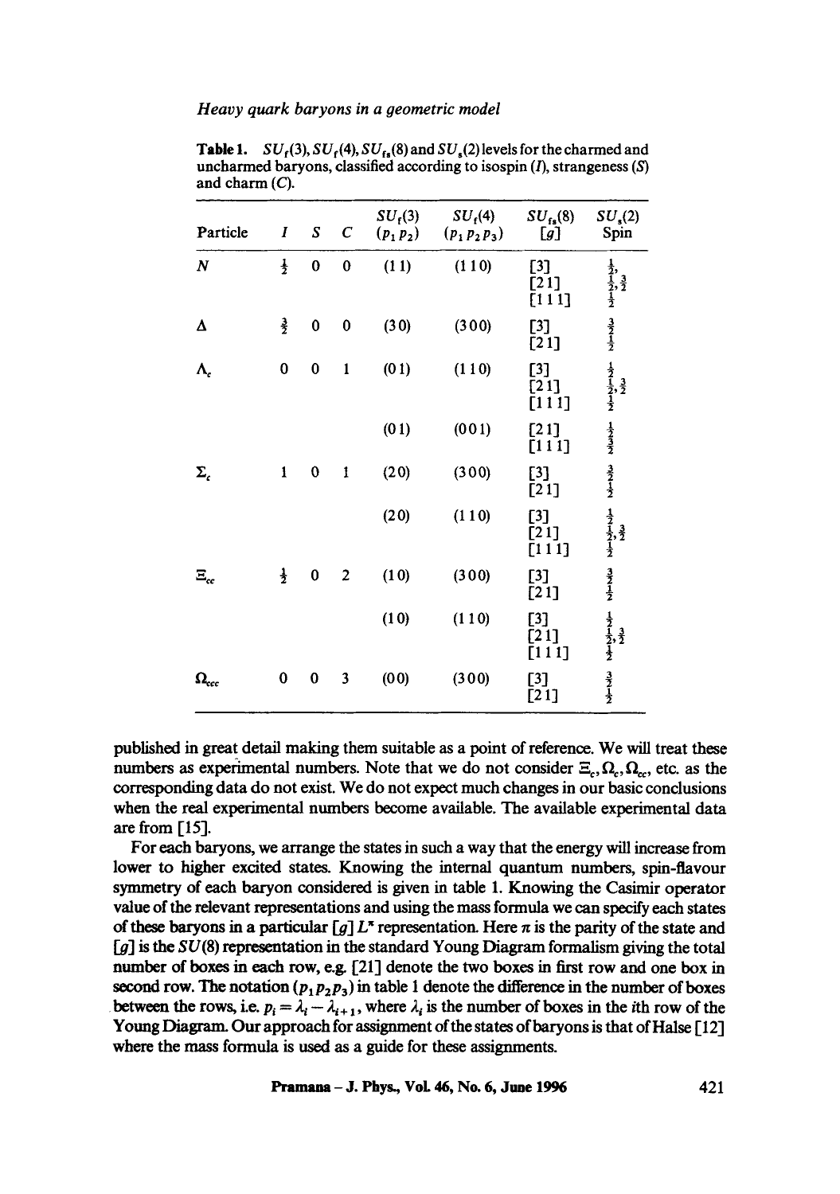**Table 1.** $SU_f(3)$, $SU_f(4)$, $SU_{fs}(8)$ and $SU_s(2)$ levels for the charmed and uncharmed baryons, classified according to isospin ($I$), strangeness ($S$) and charm ($C$).

| Particle | $I$ | $S$ | $C$ | $SU_f(3)$ $(p_1 p_2)$ | $SU_f(4)$ $(p_1 p_2 p_3)$ | $SU_{fs}(8)$ $[g]$ | $SU_s(2)$ Spin |
|---|---|---|---|---|---|---|---|
| $N$ | $\frac{1}{2}$ | 0 | 0 | (1 1) | (1 1 0) | [3] | $\frac{1}{2}$, |
| | | | | | | [2 1] | $\frac{1}{2}, \frac{3}{2}$ |
| | | | | | | [1 1 1] | $\frac{1}{2}$ |
| $\Delta$ | $\frac{3}{2}$ | 0 | 0 | (3 0) | (3 0 0) | [3] | $\frac{3}{2}$ |
| | | | | | | [2 1] | $\frac{1}{2}$ |
| $\Lambda_c$ | 0 | 0 | 1 | (0 1) | (1 1 0) | [3] | $\frac{1}{2}$ |
| | | | | | | [2 1] | $\frac{1}{2}, \frac{3}{2}$ |
| | | | | | | [1 1 1] | $\frac{1}{2}$ |
| | | | | (0 1) | (0 0 1) | [2 1] | $\frac{1}{2}$ |
| | | | | | | [1 1 1] | $\frac{3}{2}$ |
| $\Sigma_c$ | 1 | 0 | 1 | (2 0) | (3 0 0) | [3] | $\frac{3}{2}$ |
| | | | | | | [2 1] | $\frac{1}{2}$ |
| | | | | (2 0) | (1 1 0) | [3] | $\frac{1}{2}$ |
| | | | | | | [2 1] | $\frac{1}{2}, \frac{3}{2}$ |
| | | | | | | [1 1 1] | $\frac{1}{2}$ |
| $\Xi_{cc}$ | $\frac{1}{2}$ | 0 | 2 | (1 0) | (3 0 0) | [3] | $\frac{3}{2}$ |
| | | | | | | [2 1] | $\frac{1}{2}$ |
| | | | | (1 0) | (1 1 0) | [3] | $\frac{1}{2}$ |
| | | | | | | [2 1] | $\frac{1}{2}, \frac{3}{2}$ |
| | | | | | | [1 1 1] | $\frac{1}{2}$ |
| $\Omega_{ccc}$ | 0 | 0 | 3 | (0 0) | (3 0 0) | [3] | $\frac{3}{2}$ |
| | | | | | | [2 1] | $\frac{1}{2}$ |

published in great detail making them suitable as a point of reference. We will treat these numbers as experimental numbers. Note that we do not consider $\Xi_c, \Omega_c, \Omega_{cc}$, etc. as the corresponding data do not exist. We do not expect much changes in our basic conclusions when the real experimental numbers become available. The available experimental data are from [15].

For each baryons, we arrange the states in such a way that the energy will increase from lower to higher excited states. Knowing the internal quantum numbers, spin-flavour symmetry of each baryon considered is given in table 1. Knowing the Casimir operator value of the relevant representations and using the mass formula we can specify each states of these baryons in a particular $[g]\,L^{\pi}$ representation. Here $\pi$ is the parity of the state and $[g]$ is the $SU(8)$ representation in the standard Young Diagram formalism giving the total number of boxes in each row, e.g. [21] denote the two boxes in first row and one box in second row. The notation $(p_1 p_2 p_3)$ in table 1 denote the difference in the number of boxes between the rows, i.e. $p_i = \lambda_i - \lambda_{i+1}$, where $\lambda_i$ is the number of boxes in the $i$th row of the Young Diagram. Our approach for assignment of the states of baryons is that of Halse [12] where the mass formula is used as a guide for these assignments.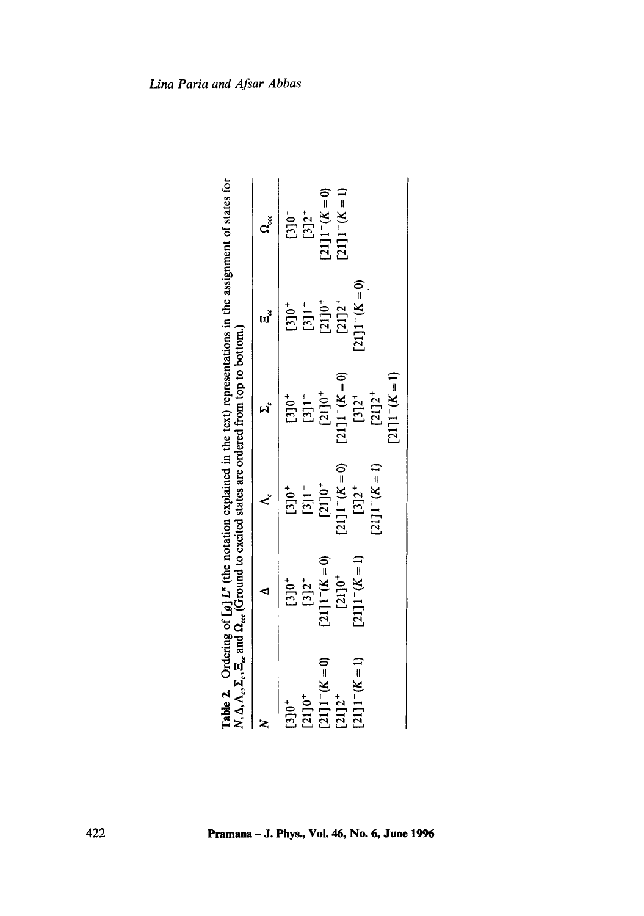**Table 2.** Ordering of $[g]L^{\pi}$ (the notation explained in the text) representations in the assignment of states for $N, \Delta, \Lambda_c, \Sigma_c, \Xi_{cc}$ and $\Omega_{ccc}$ (Ground to excited states are ordered from top to bottom.)

| $N$ | $\Delta$ | $\Lambda_c$ | $\Sigma_c$ | $\Xi_{cc}$ | $\Omega_{ccc}$ |
|---|---|---|---|---|---|
| $[3]0^+$ | $[3]0^+$ | $[3]0^+$ | $[3]0^+$ | $[3]0^+$ | $[3]0^+$ |
| $[21]0^+$ | $[3]2^+$ | $[3]1^-$ | $[3]1^-$ | $[3]1^-$ | $[3]2^+$ |
| $[21]1^-(K=0)$ | $[21]1^-(K=0)$ | $[21]0^+$ | $[21]0^+$ | $[21]0^+$ | $[21]1^-(K=0)$ |
| $[21]2^+$ | $[21]0^+$ | $[21]1^-(K=0)$ | $[21]1^-(K=0)$ | $[21]2^+$ | $[21]1^-(K=1)$ |
| $[21]1^-(K=1)$ | $[21]1^-(K=1)$ | $[3]2^+$ | $[3]2^+$ | $[21]1^-(K=0)$ | |
| | | $[21]1^-(K=1)$ | $[21]2^+$ | | |
| | | | $[21]1^-(K=1)$ | | |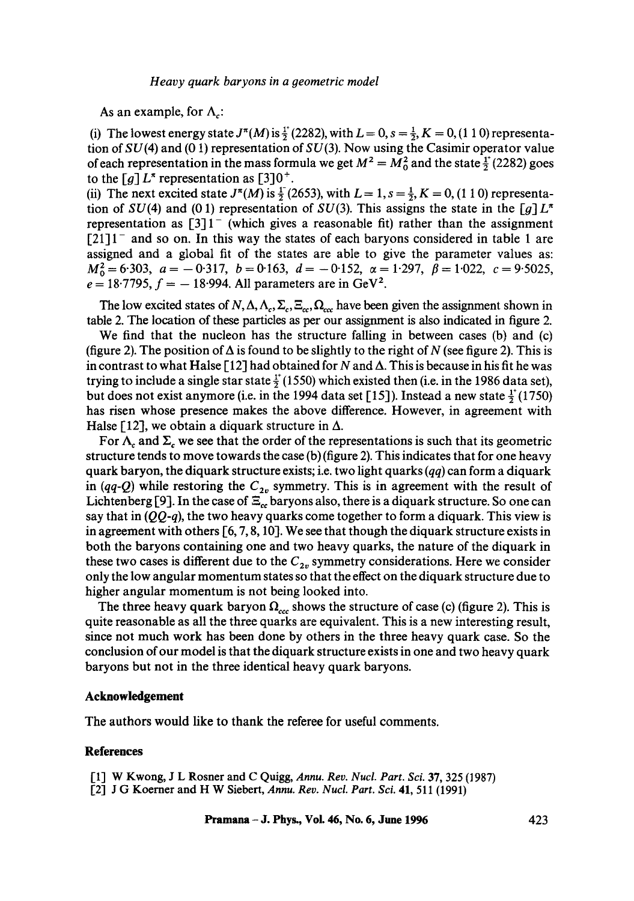As an example, for $\Lambda_c$:

(i) The lowest energy state $J^\pi(M)$ is $\frac{1}{2}^+(2282)$, with $L = 0, s = \frac{1}{2}, K = 0$, (1 1 0) representation of $SU(4)$ and (0 1) representation of $SU(3)$. Now using the Casimir operator value of each representation in the mass formula we get $M^2 = M_0^2$ and the state $\frac{1}{2}^+(2282)$ goes to the $[g]\,L^\pi$ representation as $[3]0^+$.

(ii) The next excited state $J^\pi(M)$ is $\frac{1}{2}^-(2653)$, with $L = 1, s = \frac{1}{2}, K = 0$, (1 1 0) representation of $SU(4)$ and (0 1) representation of $SU(3)$. This assigns the state in the $[g]\,L^\pi$ representation as $[3]1^-$ (which gives a reasonable fit) rather than the assignment $[21]1^-$ and so on. In this way the states of each baryons considered in table 1 are assigned and a global fit of the states are able to give the parameter values as: $M_0^2 = 6{\cdot}303$, $a = -0{\cdot}317$, $b = 0{\cdot}163$, $d = -0{\cdot}152$, $\alpha = 1{\cdot}297$, $\beta = 1{\cdot}022$, $c = 9{\cdot}5025$, $e = 18{\cdot}7795$, $f = -18{\cdot}994$. All parameters are in $\mathrm{GeV}^2$.

The low excited states of $N, \Delta, \Lambda_c, \Sigma_c, \Xi_{cc}, \Omega_{ccc}$ have been given the assignment shown in table 2. The location of these particles as per our assignment is also indicated in figure 2.

We find that the nucleon has the structure falling in between cases (b) and (c) (figure 2). The position of $\Delta$ is found to be slightly to the right of $N$ (see figure 2). This is in contrast to what Halse [12] had obtained for $N$ and $\Delta$. This is because in his fit he was trying to include a single star state $\frac{1}{2}^+(1550)$ which existed then (i.e. in the 1986 data set), but does not exist anymore (i.e. in the 1994 data set [15]). Instead a new state $\frac{1}{2}^+(1750)$ has risen whose presence makes the above difference. However, in agreement with Halse [12], we obtain a diquark structure in $\Delta$.

For $\Lambda_c$ and $\Sigma_c$ we see that the order of the representations is such that its geometric structure tends to move towards the case (b) (figure 2). This indicates that for one heavy quark baryon, the diquark structure exists; i.e. two light quarks $(qq)$ can form a diquark in $(qq\text{-}Q)$ while restoring the $C_{2v}$ symmetry. This is in agreement with the result of Lichtenberg [9]. In the case of $\Xi_{cc}$ baryons also, there is a diquark structure. So one can say that in $(QQ\text{-}q)$, the two heavy quarks come together to form a diquark. This view is in agreement with others [6, 7, 8, 10]. We see that though the diquark structure exists in both the baryons containing one and two heavy quarks, the nature of the diquark in these two cases is different due to the $C_{2v}$ symmetry considerations. Here we consider only the low angular momentum states so that the effect on the diquark structure due to higher angular momentum is not being looked into.

The three heavy quark baryon $\Omega_{ccc}$ shows the structure of case (c) (figure 2). This is quite reasonable as all the three quarks are equivalent. This is a new interesting result, since not much work has been done by others in the three heavy quark case. So the conclusion of our model is that the diquark structure exists in one and two heavy quark baryons but not in the three identical heavy quark baryons.

## Acknowledgement

The authors would like to thank the referee for useful comments.

## References

[1] W Kwong, J L Rosner and C Quigg, *Annu. Rev. Nucl. Part. Sci.* **37**, 325 (1987)

[2] J G Koerner and H W Siebert, *Annu. Rev. Nucl. Part. Sci.* **41**, 511 (1991)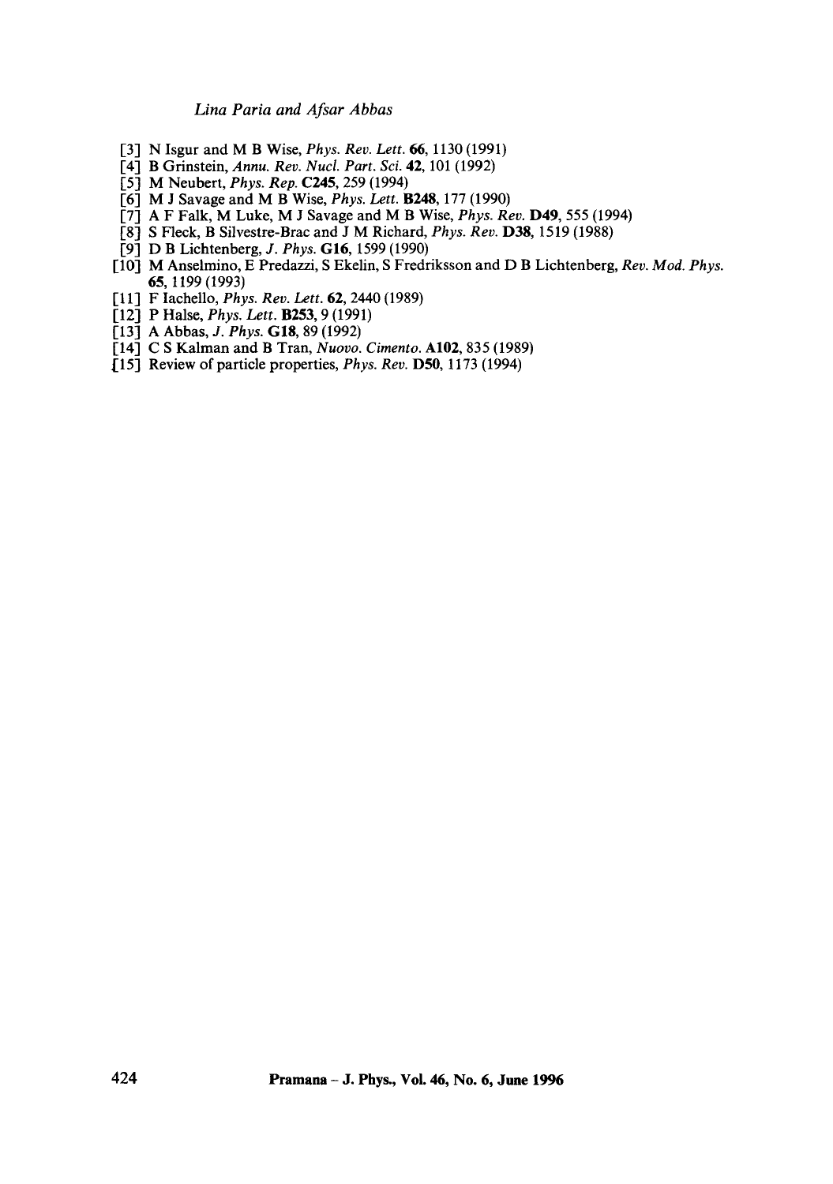[3] N Isgur and M B Wise, *Phys. Rev. Lett.* **66**, 1130 (1991)
[4] B Grinstein, *Annu. Rev. Nucl. Part. Sci.* **42**, 101 (1992)
[5] M Neubert, *Phys. Rep.* **C245**, 259 (1994)
[6] M J Savage and M B Wise, *Phys. Lett.* **B248**, 177 (1990)
[7] A F Falk, M Luke, M J Savage and M B Wise, *Phys. Rev.* **D49**, 555 (1994)
[8] S Fleck, B Silvestre-Brac and J M Richard, *Phys. Rev.* **D38**, 1519 (1988)
[9] D B Lichtenberg, *J. Phys.* **G16**, 1599 (1990)
[10] M Anselmino, E Predazzi, S Ekelin, S Fredriksson and D B Lichtenberg, *Rev. Mod. Phys.* **65**, 1199 (1993)
[11] F Iachello, *Phys. Rev. Lett.* **62**, 2440 (1989)
[12] P Halse, *Phys. Lett.* **B253**, 9 (1991)
[13] A Abbas, *J. Phys.* **G18**, 89 (1992)
[14] C S Kalman and B Tran, *Nuovo. Cimento.* **A102**, 835 (1989)
[15] Review of particle properties, *Phys. Rev.* **D50**, 1173 (1994)